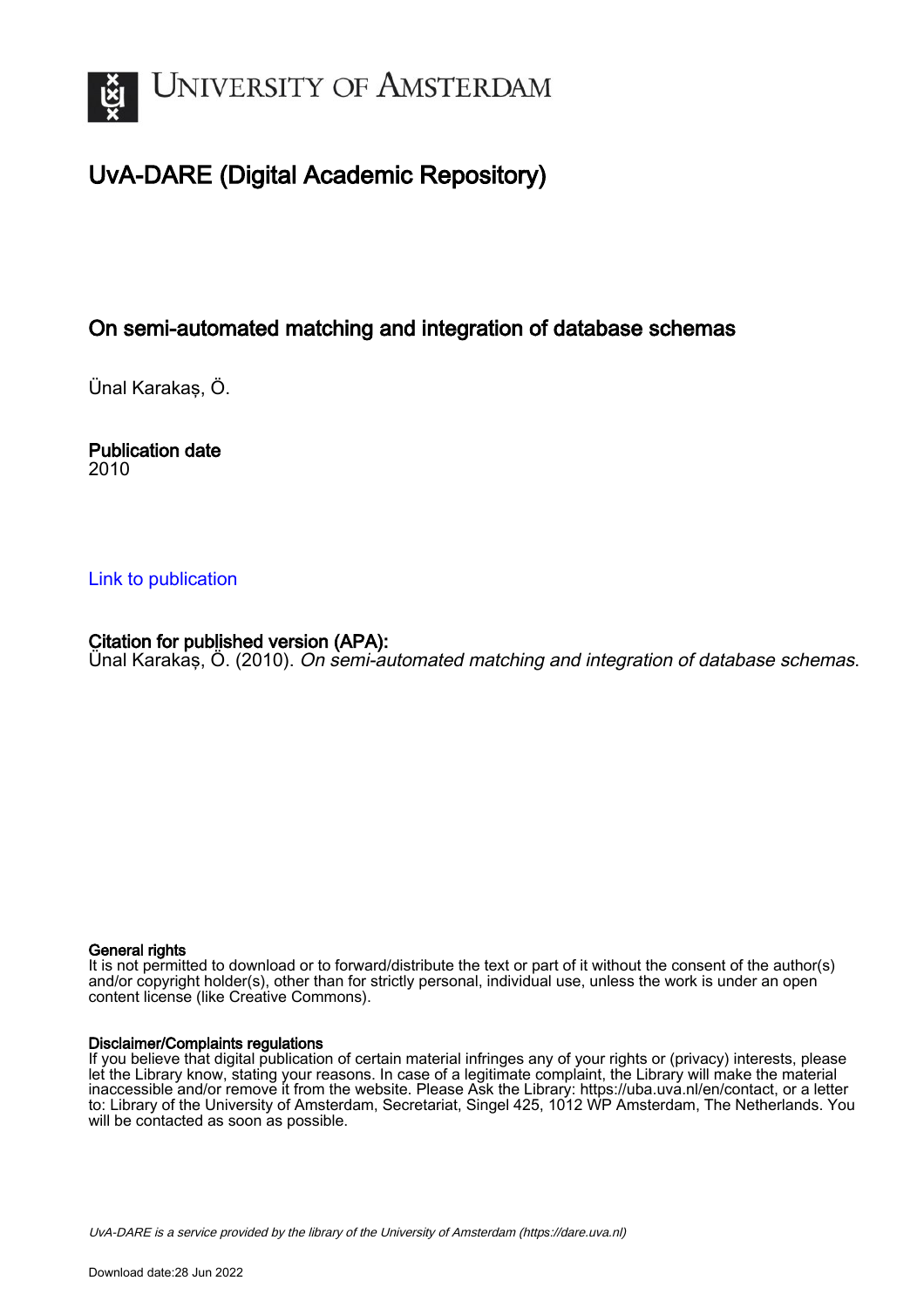# UNIVERSITY OF AMSTERDAM

## UvA-DARE (Digital Academic Repository)

### On semi-automated matching and integration of database schemas

Ünal Karakaș, Ö.

**Publication date**
2010

Link to publication

**Citation for published version (APA):**
Ünal Karakaș, Ö. (2010). *On semi-automated matching and integration of database schemas*.

**General rights**
It is not permitted to download or to forward/distribute the text or part of it without the consent of the author(s) and/or copyright holder(s), other than for strictly personal, individual use, unless the work is under an open content license (like Creative Commons).

**Disclaimer/Complaints regulations**
If you believe that digital publication of certain material infringes any of your rights or (privacy) interests, please let the Library know, stating your reasons. In case of a legitimate complaint, the Library will make the material inaccessible and/or remove it from the website. Please Ask the Library: https://uba.uva.nl/en/contact, or a letter to: Library of the University of Amsterdam, Secretariat, Singel 425, 1012 WP Amsterdam, The Netherlands. You will be contacted as soon as possible.

UvA-DARE is a service provided by the library of the University of Amsterdam (https://dare.uva.nl)

Download date:28 Jun 2022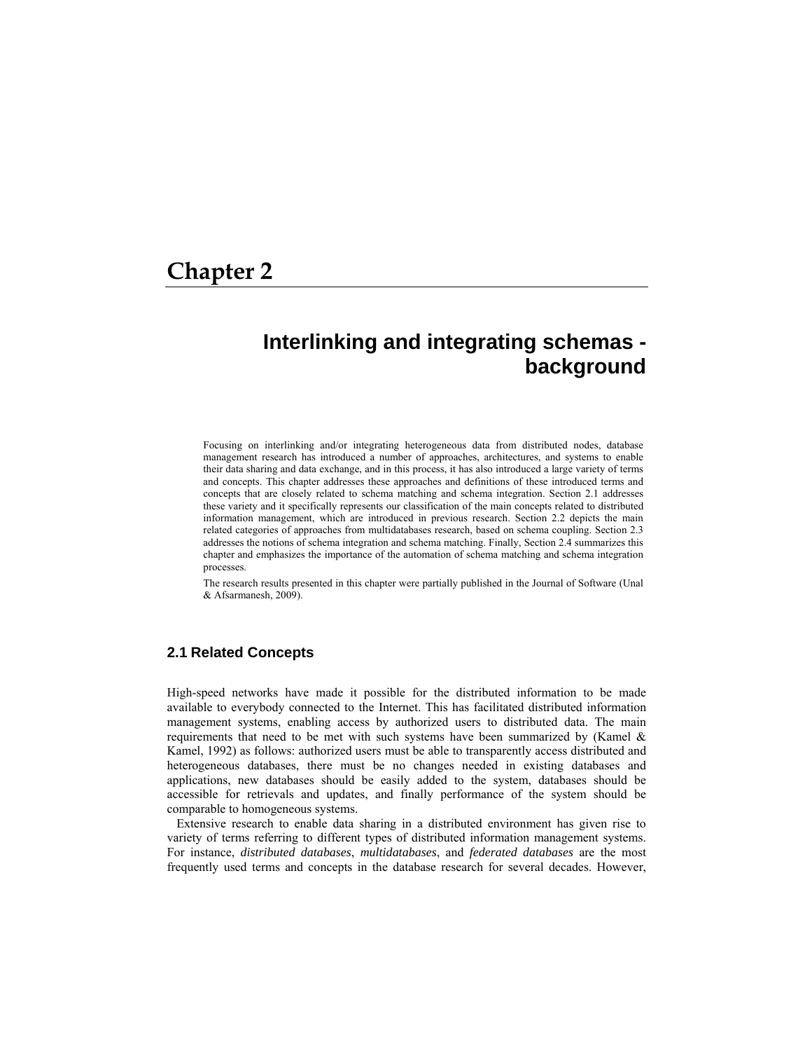# Chapter 2

## Interlinking and integrating schemas - background

Focusing on interlinking and/or integrating heterogeneous data from distributed nodes, database management research has introduced a number of approaches, architectures, and systems to enable their data sharing and data exchange, and in this process, it has also introduced a large variety of terms and concepts. This chapter addresses these approaches and definitions of these introduced terms and concepts that are closely related to schema matching and schema integration. Section 2.1 addresses these variety and it specifically represents our classification of the main concepts related to distributed information management, which are introduced in previous research. Section 2.2 depicts the main related categories of approaches from multidatabases research, based on schema coupling. Section 2.3 addresses the notions of schema integration and schema matching. Finally, Section 2.4 summarizes this chapter and emphasizes the importance of the automation of schema matching and schema integration processes.

The research results presented in this chapter were partially published in the Journal of Software (Unal & Afsarmanesh, 2009).

### 2.1 Related Concepts

High-speed networks have made it possible for the distributed information to be made available to everybody connected to the Internet. This has facilitated distributed information management systems, enabling access by authorized users to distributed data. The main requirements that need to be met with such systems have been summarized by (Kamel & Kamel, 1992) as follows: authorized users must be able to transparently access distributed and heterogeneous databases, there must be no changes needed in existing databases and applications, new databases should be easily added to the system, databases should be accessible for retrievals and updates, and finally performance of the system should be comparable to homogeneous systems.

Extensive research to enable data sharing in a distributed environment has given rise to variety of terms referring to different types of distributed information management systems. For instance, *distributed databases*, *multidatabases*, and *federated databases* are the most frequently used terms and concepts in the database research for several decades. However,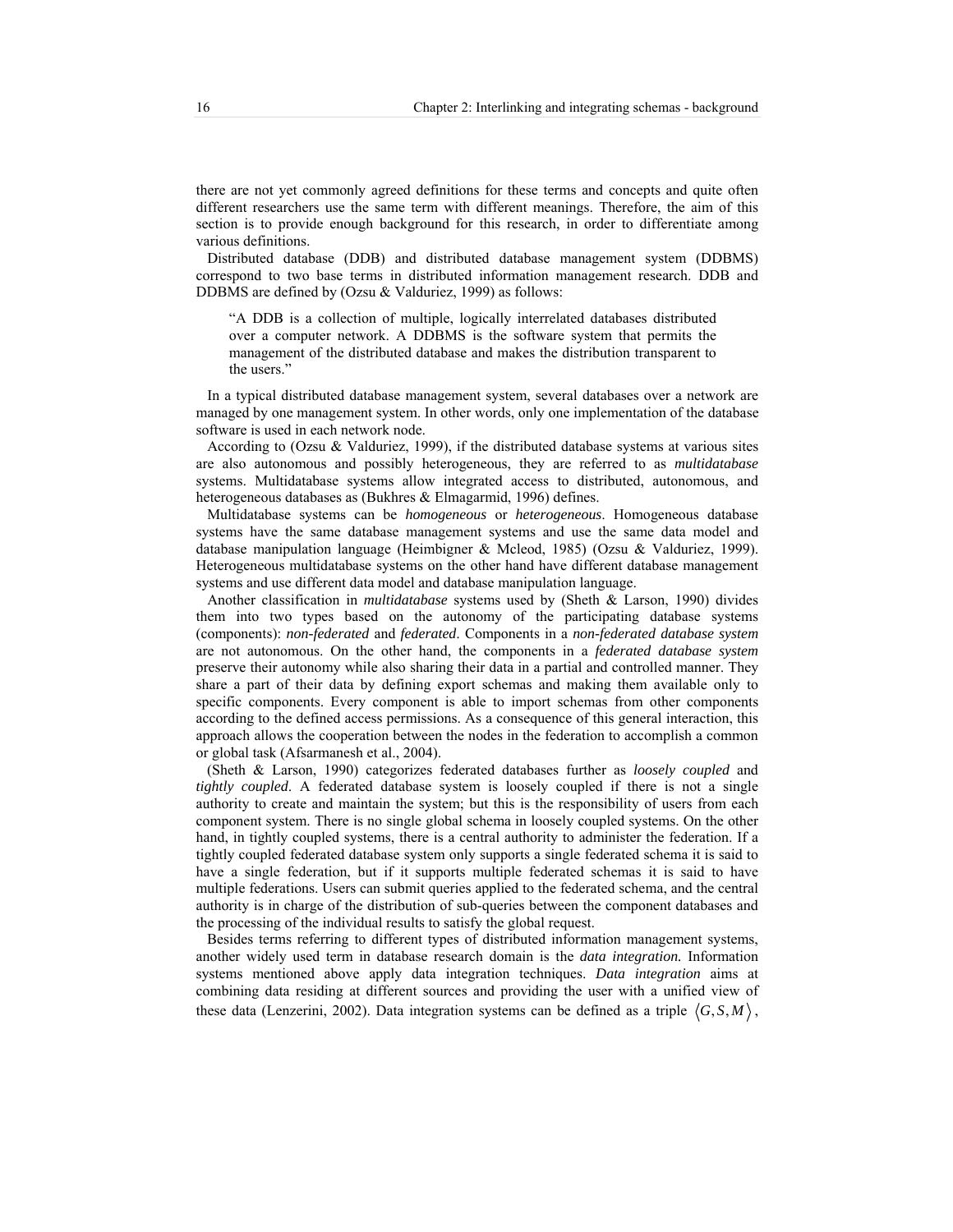there are not yet commonly agreed definitions for these terms and concepts and quite often different researchers use the same term with different meanings. Therefore, the aim of this section is to provide enough background for this research, in order to differentiate among various definitions.

Distributed database (DDB) and distributed database management system (DDBMS) correspond to two base terms in distributed information management research. DDB and DDBMS are defined by (Ozsu & Valduriez, 1999) as follows:

> "A DDB is a collection of multiple, logically interrelated databases distributed over a computer network. A DDBMS is the software system that permits the management of the distributed database and makes the distribution transparent to the users."

In a typical distributed database management system, several databases over a network are managed by one management system. In other words, only one implementation of the database software is used in each network node.

According to (Ozsu & Valduriez, 1999), if the distributed database systems at various sites are also autonomous and possibly heterogeneous, they are referred to as *multidatabase* systems. Multidatabase systems allow integrated access to distributed, autonomous, and heterogeneous databases as (Bukhres & Elmagarmid, 1996) defines.

Multidatabase systems can be *homogeneous* or *heterogeneous*. Homogeneous database systems have the same database management systems and use the same data model and database manipulation language (Heimbigner & Mcleod, 1985) (Ozsu & Valduriez, 1999). Heterogeneous multidatabase systems on the other hand have different database management systems and use different data model and database manipulation language.

Another classification in *multidatabase* systems used by (Sheth & Larson, 1990) divides them into two types based on the autonomy of the participating database systems (components): *non-federated* and *federated*. Components in a *non-federated database system* are not autonomous. On the other hand, the components in a *federated database system* preserve their autonomy while also sharing their data in a partial and controlled manner. They share a part of their data by defining export schemas and making them available only to specific components. Every component is able to import schemas from other components according to the defined access permissions. As a consequence of this general interaction, this approach allows the cooperation between the nodes in the federation to accomplish a common or global task (Afsarmanesh et al., 2004).

(Sheth & Larson, 1990) categorizes federated databases further as *loosely coupled* and *tightly coupled*. A federated database system is loosely coupled if there is not a single authority to create and maintain the system; but this is the responsibility of users from each component system. There is no single global schema in loosely coupled systems. On the other hand, in tightly coupled systems, there is a central authority to administer the federation. If a tightly coupled federated database system only supports a single federated schema it is said to have a single federation, but if it supports multiple federated schemas it is said to have multiple federations. Users can submit queries applied to the federated schema, and the central authority is in charge of the distribution of sub-queries between the component databases and the processing of the individual results to satisfy the global request.

Besides terms referring to different types of distributed information management systems, another widely used term in database research domain is the *data integration.* Information systems mentioned above apply data integration techniques. *Data integration* aims at combining data residing at different sources and providing the user with a unified view of these data (Lenzerini, 2002). Data integration systems can be defined as a triple $\langle G, S, M \rangle$,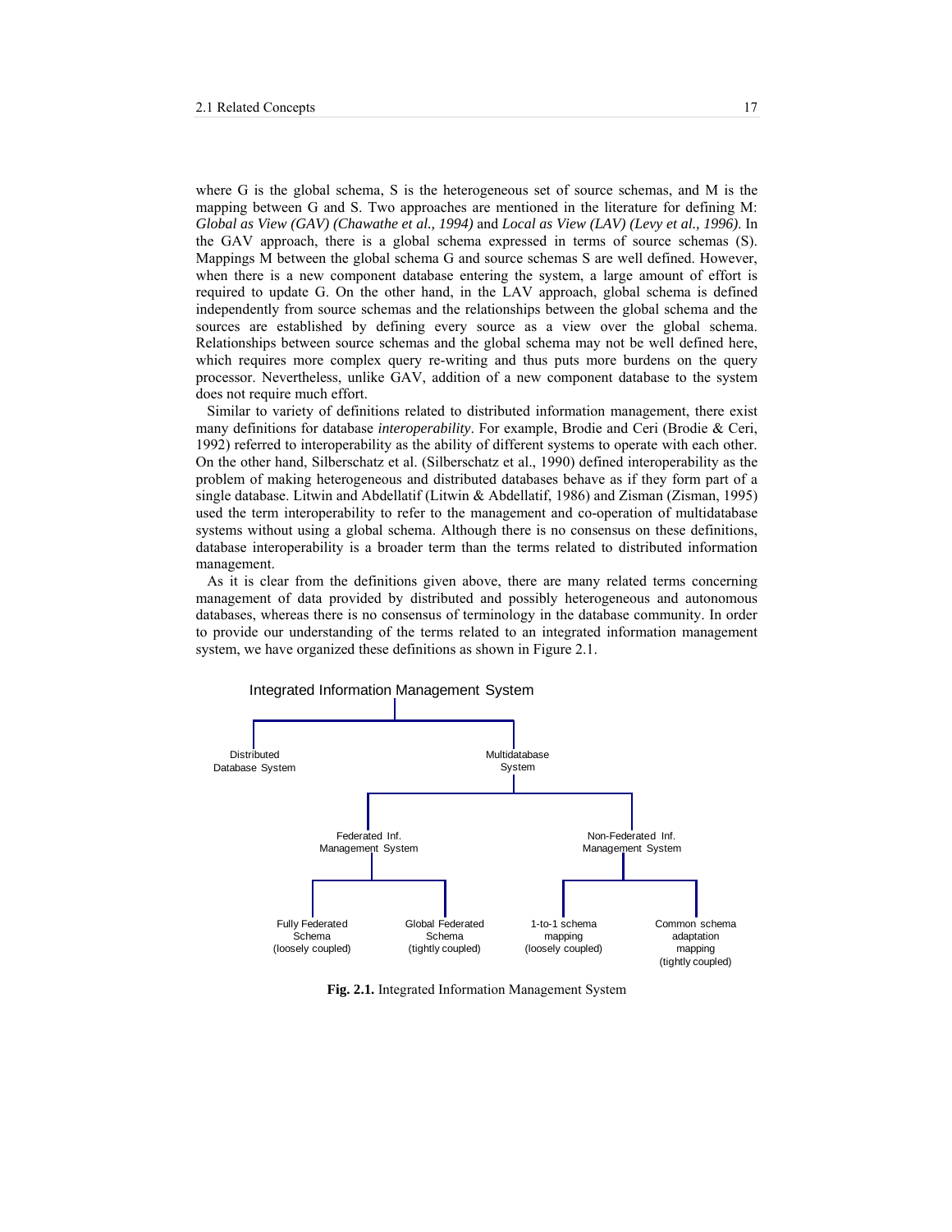where G is the global schema, S is the heterogeneous set of source schemas, and M is the mapping between G and S. Two approaches are mentioned in the literature for defining M: *Global as View (GAV) (Chawathe et al., 1994)* and *Local as View (LAV) (Levy et al., 1996)*. In the GAV approach, there is a global schema expressed in terms of source schemas (S). Mappings M between the global schema G and source schemas S are well defined. However, when there is a new component database entering the system, a large amount of effort is required to update G. On the other hand, in the LAV approach, global schema is defined independently from source schemas and the relationships between the global schema and the sources are established by defining every source as a view over the global schema. Relationships between source schemas and the global schema may not be well defined here, which requires more complex query re-writing and thus puts more burdens on the query processor. Nevertheless, unlike GAV, addition of a new component database to the system does not require much effort.

Similar to variety of definitions related to distributed information management, there exist many definitions for database *interoperability*. For example, Brodie and Ceri (Brodie & Ceri, 1992) referred to interoperability as the ability of different systems to operate with each other. On the other hand, Silberschatz et al. (Silberschatz et al., 1990) defined interoperability as the problem of making heterogeneous and distributed databases behave as if they form part of a single database. Litwin and Abdellatif (Litwin & Abdellatif, 1986) and Zisman (Zisman, 1995) used the term interoperability to refer to the management and co-operation of multidatabase systems without using a global schema. Although there is no consensus on these definitions, database interoperability is a broader term than the terms related to distributed information management.

As it is clear from the definitions given above, there are many related terms concerning management of data provided by distributed and possibly heterogeneous and autonomous databases, whereas there is no consensus of terminology in the database community. In order to provide our understanding of the terms related to an integrated information management system, we have organized these definitions as shown in Figure 2.1.

- Integrated Information Management System
  - Distributed Database System
  - Multidatabase System
    - Federated Inf. Management System
      - Fully Federated Schema (loosely coupled)
      - Global Federated Schema (tightly coupled)
    - Non-Federated Inf. Management System
      - 1-to-1 schema mapping (loosely coupled)
      - Common schema adaptation mapping (tightly coupled)

**Fig. 2.1.** Integrated Information Management System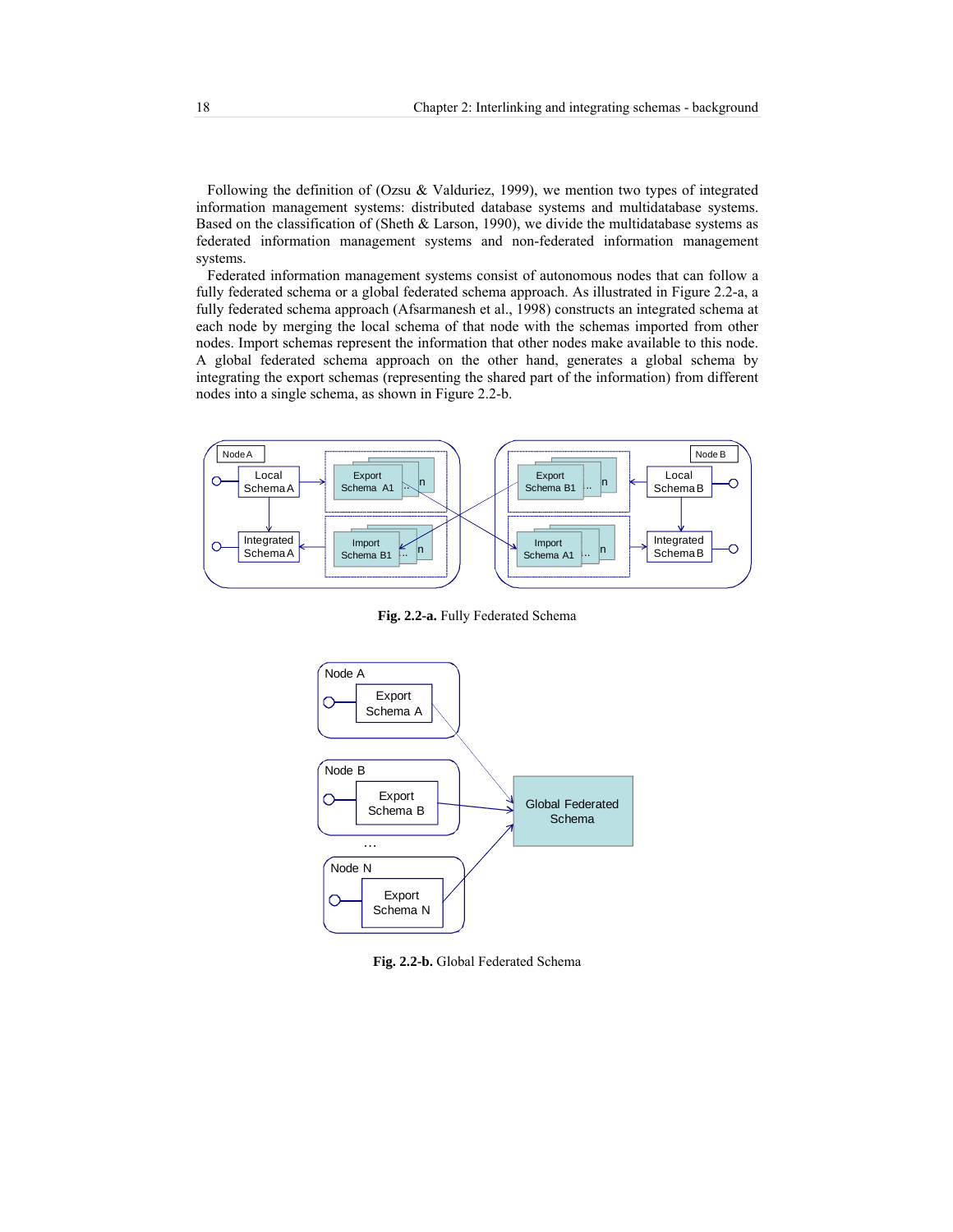Following the definition of (Ozsu & Valduriez, 1999), we mention two types of integrated information management systems: distributed database systems and multidatabase systems. Based on the classification of (Sheth & Larson, 1990), we divide the multidatabase systems as federated information management systems and non-federated information management systems.

Federated information management systems consist of autonomous nodes that can follow a fully federated schema or a global federated schema approach. As illustrated in Figure 2.2-a, a fully federated schema approach (Afsarmanesh et al., 1998) constructs an integrated schema at each node by merging the local schema of that node with the schemas imported from other nodes. Import schemas represent the information that other nodes make available to this node. A global federated schema approach on the other hand, generates a global schema by integrating the export schemas (representing the shared part of the information) from different nodes into a single schema, as shown in Figure 2.2-b.

**Fig. 2.2-a.** Fully Federated Schema

**Fig. 2.2-b.** Global Federated Schema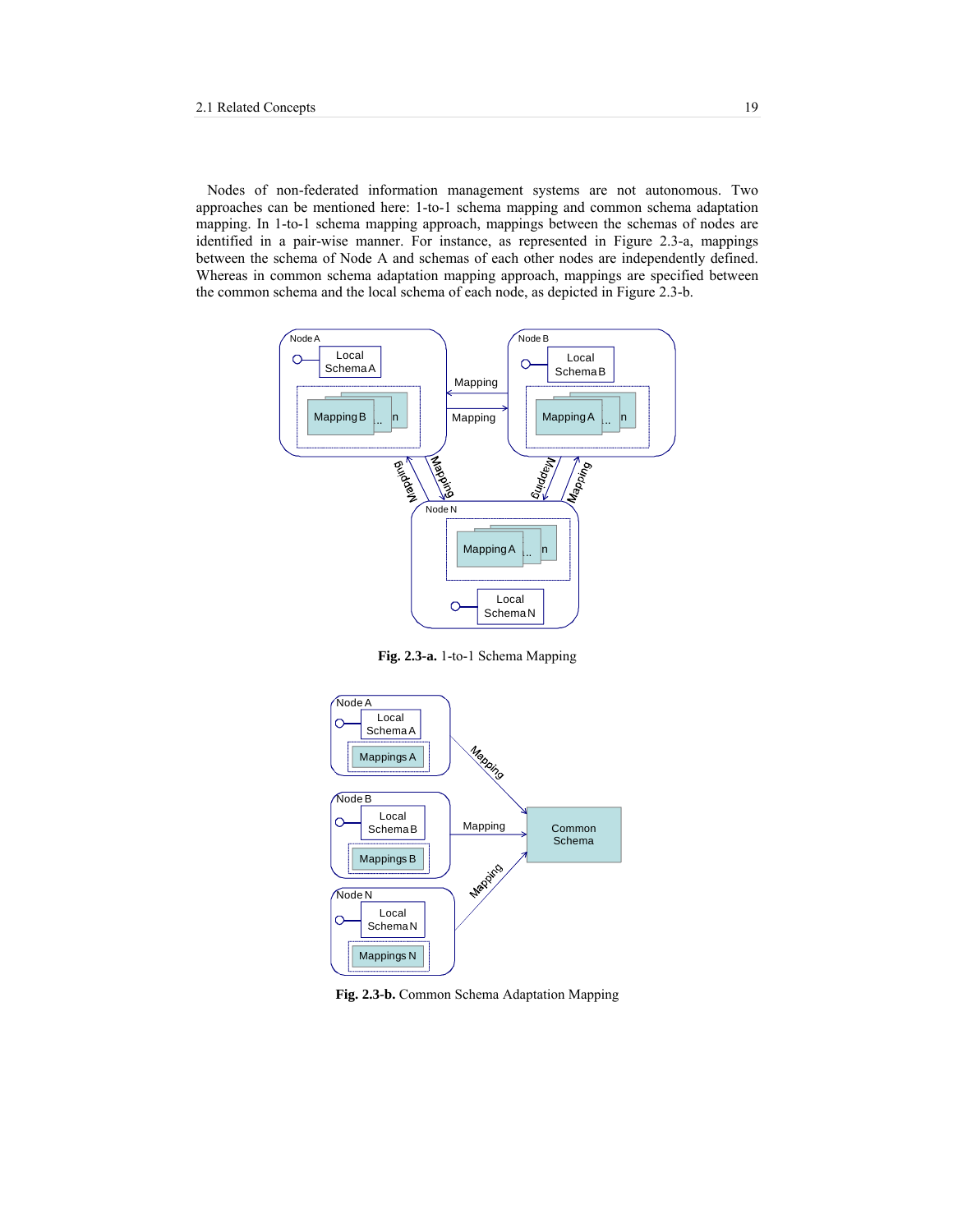Nodes of non-federated information management systems are not autonomous. Two approaches can be mentioned here: 1-to-1 schema mapping and common schema adaptation mapping. In 1-to-1 schema mapping approach, mappings between the schemas of nodes are identified in a pair-wise manner. For instance, as represented in Figure 2.3-a, mappings between the schema of Node A and schemas of each other nodes are independently defined. Whereas in common schema adaptation mapping approach, mappings are specified between the common schema and the local schema of each node, as depicted in Figure 2.3-b.

**Fig. 2.3-a.** 1-to-1 Schema Mapping

**Fig. 2.3-b.** Common Schema Adaptation Mapping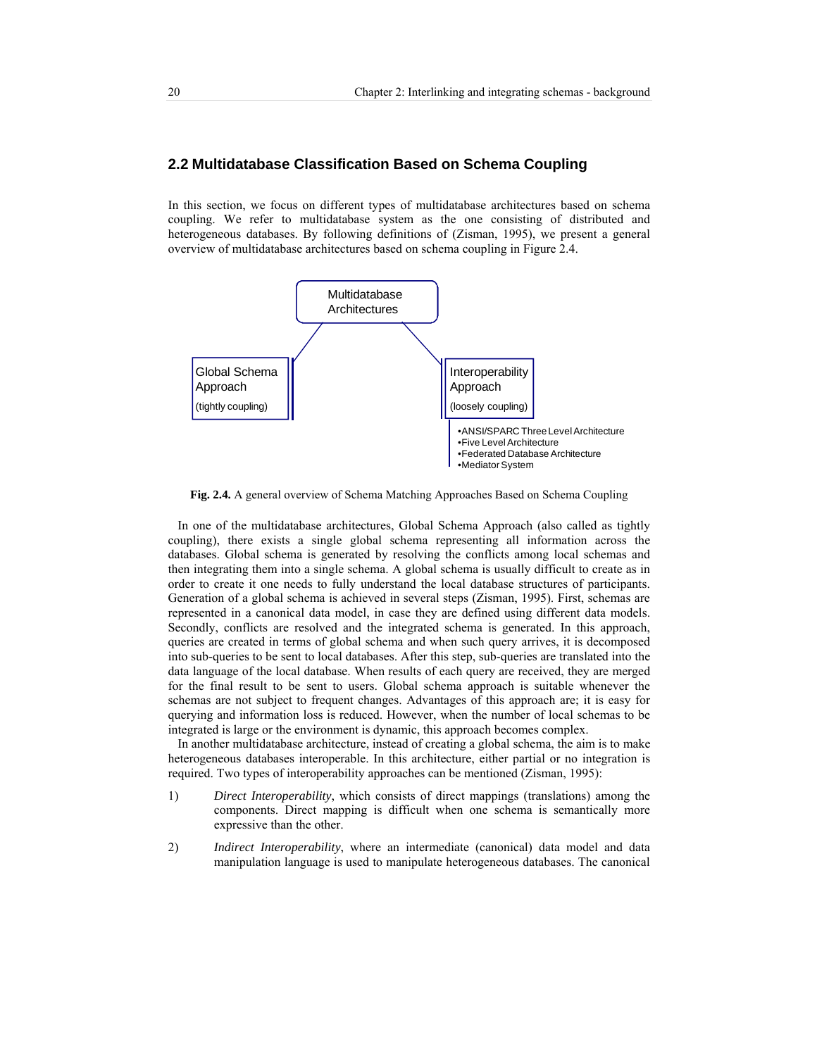## 2.2 Multidatabase Classification Based on Schema Coupling

In this section, we focus on different types of multidatabase architectures based on schema coupling. We refer to multidatabase system as the one consisting of distributed and heterogeneous databases. By following definitions of (Zisman, 1995), we present a general overview of multidatabase architectures based on schema coupling in Figure 2.4.

Multidatabase Architectures

Global Schema Approach (tightly coupling)

Interoperability Approach (loosely coupling)

- ANSI/SPARC Three Level Architecture
- Five Level Architecture
- Federated Database Architecture
- Mediator System

**Fig. 2.4.** A general overview of Schema Matching Approaches Based on Schema Coupling

In one of the multidatabase architectures, Global Schema Approach (also called as tightly coupling), there exists a single global schema representing all information across the databases. Global schema is generated by resolving the conflicts among local schemas and then integrating them into a single schema. A global schema is usually difficult to create as in order to create it one needs to fully understand the local database structures of participants. Generation of a global schema is achieved in several steps (Zisman, 1995). First, schemas are represented in a canonical data model, in case they are defined using different data models. Secondly, conflicts are resolved and the integrated schema is generated. In this approach, queries are created in terms of global schema and when such query arrives, it is decomposed into sub-queries to be sent to local databases. After this step, sub-queries are translated into the data language of the local database. When results of each query are received, they are merged for the final result to be sent to users. Global schema approach is suitable whenever the schemas are not subject to frequent changes. Advantages of this approach are; it is easy for querying and information loss is reduced. However, when the number of local schemas to be integrated is large or the environment is dynamic, this approach becomes complex.

In another multidatabase architecture, instead of creating a global schema, the aim is to make heterogeneous databases interoperable. In this architecture, either partial or no integration is required. Two types of interoperability approaches can be mentioned (Zisman, 1995):

1) *Direct Interoperability*, which consists of direct mappings (translations) among the components. Direct mapping is difficult when one schema is semantically more expressive than the other.

2) *Indirect Interoperability*, where an intermediate (canonical) data model and data manipulation language is used to manipulate heterogeneous databases. The canonical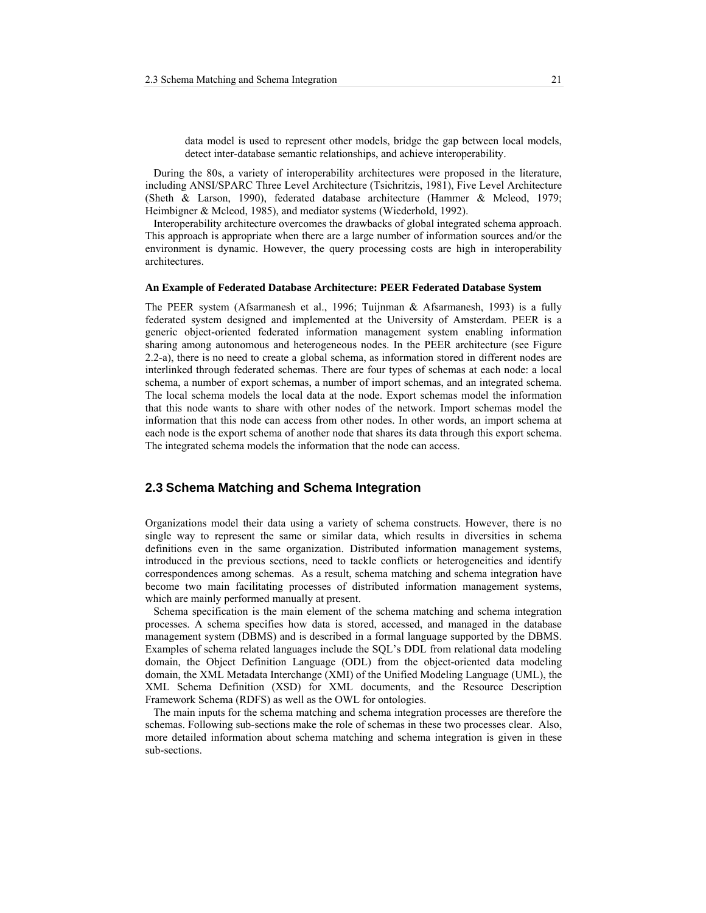data model is used to represent other models, bridge the gap between local models, detect inter-database semantic relationships, and achieve interoperability.

During the 80s, a variety of interoperability architectures were proposed in the literature, including ANSI/SPARC Three Level Architecture (Tsichritzis, 1981), Five Level Architecture (Sheth & Larson, 1990), federated database architecture (Hammer & Mcleod, 1979; Heimbigner & Mcleod, 1985), and mediator systems (Wiederhold, 1992).

Interoperability architecture overcomes the drawbacks of global integrated schema approach. This approach is appropriate when there are a large number of information sources and/or the environment is dynamic. However, the query processing costs are high in interoperability architectures.

**An Example of Federated Database Architecture: PEER Federated Database System**

The PEER system (Afsarmanesh et al., 1996; Tuijnman & Afsarmanesh, 1993) is a fully federated system designed and implemented at the University of Amsterdam. PEER is a generic object-oriented federated information management system enabling information sharing among autonomous and heterogeneous nodes. In the PEER architecture (see Figure 2.2-a), there is no need to create a global schema, as information stored in different nodes are interlinked through federated schemas. There are four types of schemas at each node: a local schema, a number of export schemas, a number of import schemas, and an integrated schema. The local schema models the local data at the node. Export schemas model the information that this node wants to share with other nodes of the network. Import schemas model the information that this node can access from other nodes. In other words, an import schema at each node is the export schema of another node that shares its data through this export schema. The integrated schema models the information that the node can access.

## 2.3 Schema Matching and Schema Integration

Organizations model their data using a variety of schema constructs. However, there is no single way to represent the same or similar data, which results in diversities in schema definitions even in the same organization. Distributed information management systems, introduced in the previous sections, need to tackle conflicts or heterogeneities and identify correspondences among schemas. As a result, schema matching and schema integration have become two main facilitating processes of distributed information management systems, which are mainly performed manually at present.

Schema specification is the main element of the schema matching and schema integration processes. A schema specifies how data is stored, accessed, and managed in the database management system (DBMS) and is described in a formal language supported by the DBMS. Examples of schema related languages include the SQL's DDL from relational data modeling domain, the Object Definition Language (ODL) from the object-oriented data modeling domain, the XML Metadata Interchange (XMI) of the Unified Modeling Language (UML), the XML Schema Definition (XSD) for XML documents, and the Resource Description Framework Schema (RDFS) as well as the OWL for ontologies.

The main inputs for the schema matching and schema integration processes are therefore the schemas. Following sub-sections make the role of schemas in these two processes clear. Also, more detailed information about schema matching and schema integration is given in these sub-sections.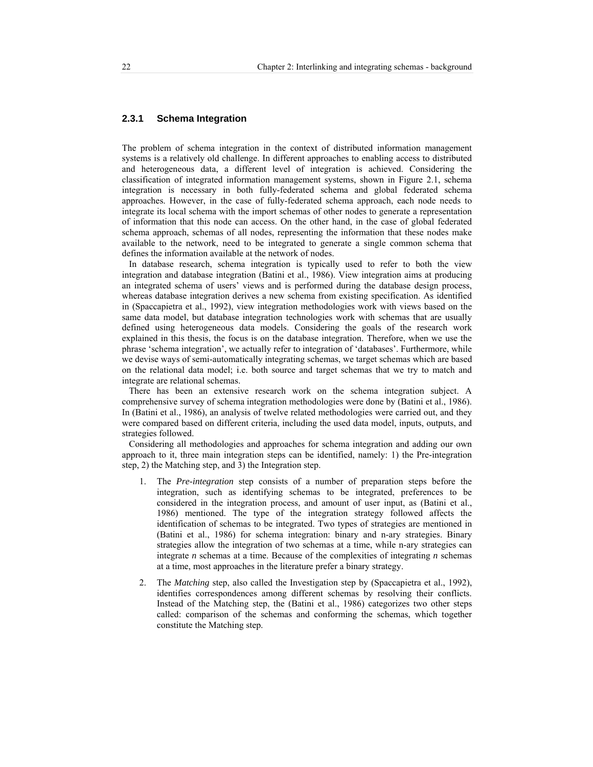### 2.3.1 Schema Integration

The problem of schema integration in the context of distributed information management systems is a relatively old challenge. In different approaches to enabling access to distributed and heterogeneous data, a different level of integration is achieved. Considering the classification of integrated information management systems, shown in Figure 2.1, schema integration is necessary in both fully-federated schema and global federated schema approaches. However, in the case of fully-federated schema approach, each node needs to integrate its local schema with the import schemas of other nodes to generate a representation of information that this node can access. On the other hand, in the case of global federated schema approach, schemas of all nodes, representing the information that these nodes make available to the network, need to be integrated to generate a single common schema that defines the information available at the network of nodes.

In database research, schema integration is typically used to refer to both the view integration and database integration (Batini et al., 1986). View integration aims at producing an integrated schema of users' views and is performed during the database design process, whereas database integration derives a new schema from existing specification. As identified in (Spaccapietra et al., 1992), view integration methodologies work with views based on the same data model, but database integration technologies work with schemas that are usually defined using heterogeneous data models. Considering the goals of the research work explained in this thesis, the focus is on the database integration. Therefore, when we use the phrase 'schema integration', we actually refer to integration of 'databases'. Furthermore, while we devise ways of semi-automatically integrating schemas, we target schemas which are based on the relational data model; i.e. both source and target schemas that we try to match and integrate are relational schemas.

There has been an extensive research work on the schema integration subject. A comprehensive survey of schema integration methodologies were done by (Batini et al., 1986). In (Batini et al., 1986), an analysis of twelve related methodologies were carried out, and they were compared based on different criteria, including the used data model, inputs, outputs, and strategies followed.

Considering all methodologies and approaches for schema integration and adding our own approach to it, three main integration steps can be identified, namely: 1) the Pre-integration step, 2) the Matching step, and 3) the Integration step.

1. The *Pre-integration* step consists of a number of preparation steps before the integration, such as identifying schemas to be integrated, preferences to be considered in the integration process, and amount of user input, as (Batini et al., 1986) mentioned. The type of the integration strategy followed affects the identification of schemas to be integrated. Two types of strategies are mentioned in (Batini et al., 1986) for schema integration: binary and n-ary strategies. Binary strategies allow the integration of two schemas at a time, while n-ary strategies can integrate *n* schemas at a time. Because of the complexities of integrating *n* schemas at a time, most approaches in the literature prefer a binary strategy.

2. The *Matching* step, also called the Investigation step by (Spaccapietra et al., 1992), identifies correspondences among different schemas by resolving their conflicts. Instead of the Matching step, the (Batini et al., 1986) categorizes two other steps called: comparison of the schemas and conforming the schemas, which together constitute the Matching step.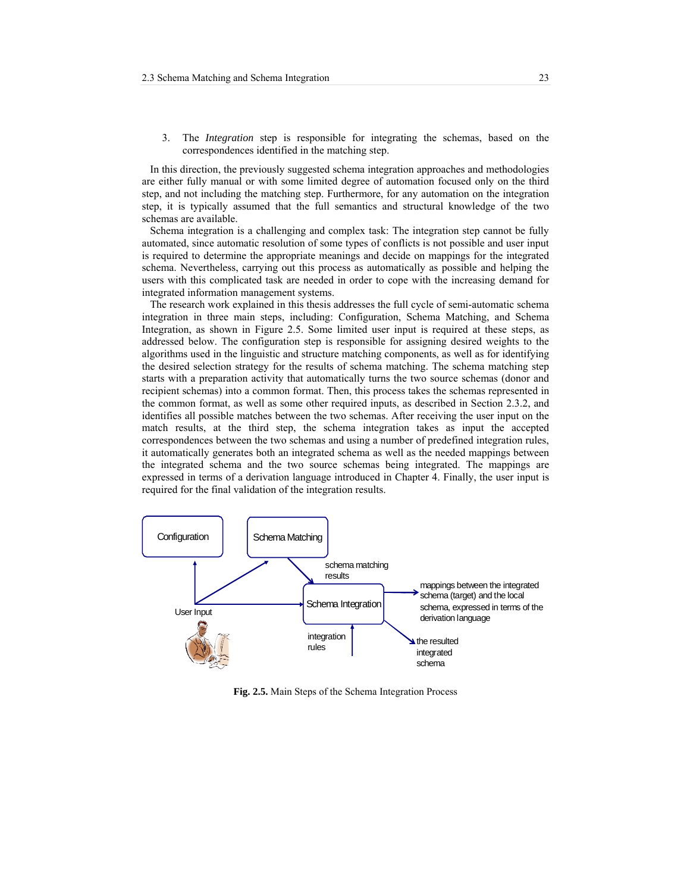3. The *Integration* step is responsible for integrating the schemas, based on the correspondences identified in the matching step.

In this direction, the previously suggested schema integration approaches and methodologies are either fully manual or with some limited degree of automation focused only on the third step, and not including the matching step. Furthermore, for any automation on the integration step, it is typically assumed that the full semantics and structural knowledge of the two schemas are available.

Schema integration is a challenging and complex task: The integration step cannot be fully automated, since automatic resolution of some types of conflicts is not possible and user input is required to determine the appropriate meanings and decide on mappings for the integrated schema. Nevertheless, carrying out this process as automatically as possible and helping the users with this complicated task are needed in order to cope with the increasing demand for integrated information management systems.

The research work explained in this thesis addresses the full cycle of semi-automatic schema integration in three main steps, including: Configuration, Schema Matching, and Schema Integration, as shown in Figure 2.5. Some limited user input is required at these steps, as addressed below. The configuration step is responsible for assigning desired weights to the algorithms used in the linguistic and structure matching components, as well as for identifying the desired selection strategy for the results of schema matching. The schema matching step starts with a preparation activity that automatically turns the two source schemas (donor and recipient schemas) into a common format. Then, this process takes the schemas represented in the common format, as well as some other required inputs, as described in Section 2.3.2, and identifies all possible matches between the two schemas. After receiving the user input on the match results, at the third step, the schema integration takes as input the accepted correspondences between the two schemas and using a number of predefined integration rules, it automatically generates both an integrated schema as well as the needed mappings between the integrated schema and the two source schemas being integrated. The mappings are expressed in terms of a derivation language introduced in Chapter 4. Finally, the user input is required for the final validation of the integration results.

Configuration

Schema Matching

schema matching results

Schema Integration

User Input

integration rules

mappings between the integrated schema (target) and the local schema, expressed in terms of the derivation language

the resulted integrated schema

**Fig. 2.5.** Main Steps of the Schema Integration Process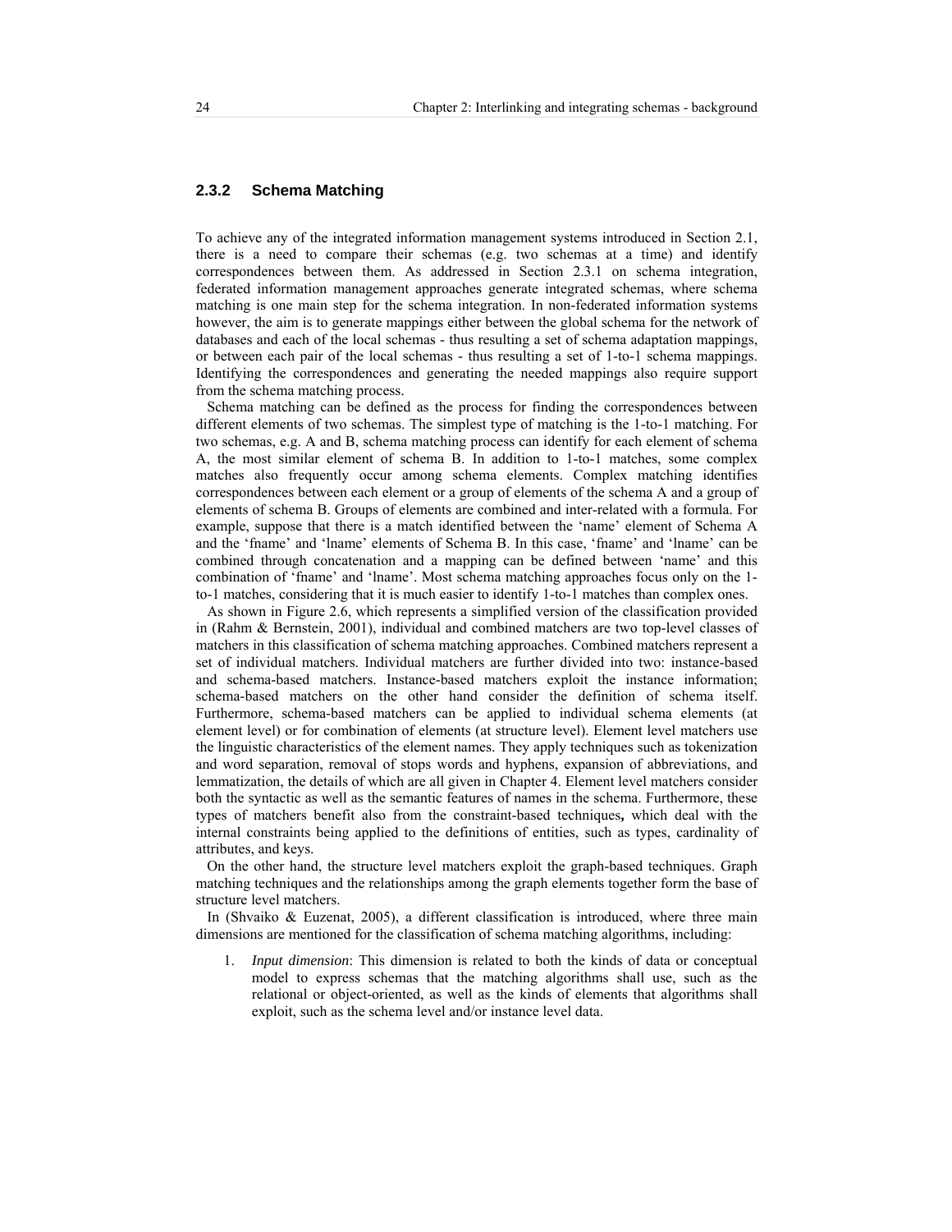### 2.3.2 Schema Matching

To achieve any of the integrated information management systems introduced in Section 2.1, there is a need to compare their schemas (e.g. two schemas at a time) and identify correspondences between them. As addressed in Section 2.3.1 on schema integration, federated information management approaches generate integrated schemas, where schema matching is one main step for the schema integration. In non-federated information systems however, the aim is to generate mappings either between the global schema for the network of databases and each of the local schemas - thus resulting a set of schema adaptation mappings, or between each pair of the local schemas - thus resulting a set of 1-to-1 schema mappings. Identifying the correspondences and generating the needed mappings also require support from the schema matching process.

Schema matching can be defined as the process for finding the correspondences between different elements of two schemas. The simplest type of matching is the 1-to-1 matching. For two schemas, e.g. A and B, schema matching process can identify for each element of schema A, the most similar element of schema B. In addition to 1-to-1 matches, some complex matches also frequently occur among schema elements. Complex matching identifies correspondences between each element or a group of elements of the schema A and a group of elements of schema B. Groups of elements are combined and inter-related with a formula. For example, suppose that there is a match identified between the 'name' element of Schema A and the 'fname' and 'lname' elements of Schema B. In this case, 'fname' and 'lname' can be combined through concatenation and a mapping can be defined between 'name' and this combination of 'fname' and 'lname'. Most schema matching approaches focus only on the 1-to-1 matches, considering that it is much easier to identify 1-to-1 matches than complex ones.

As shown in Figure 2.6, which represents a simplified version of the classification provided in (Rahm & Bernstein, 2001), individual and combined matchers are two top-level classes of matchers in this classification of schema matching approaches. Combined matchers represent a set of individual matchers. Individual matchers are further divided into two: instance-based and schema-based matchers. Instance-based matchers exploit the instance information; schema-based matchers on the other hand consider the definition of schema itself. Furthermore, schema-based matchers can be applied to individual schema elements (at element level) or for combination of elements (at structure level). Element level matchers use the linguistic characteristics of the element names. They apply techniques such as tokenization and word separation, removal of stops words and hyphens, expansion of abbreviations, and lemmatization, the details of which are all given in Chapter 4. Element level matchers consider both the syntactic as well as the semantic features of names in the schema. Furthermore, these types of matchers benefit also from the constraint-based techniques**,** which deal with the internal constraints being applied to the definitions of entities, such as types, cardinality of attributes, and keys.

On the other hand, the structure level matchers exploit the graph-based techniques. Graph matching techniques and the relationships among the graph elements together form the base of structure level matchers.

In (Shvaiko & Euzenat, 2005), a different classification is introduced, where three main dimensions are mentioned for the classification of schema matching algorithms, including:

1. *Input dimension*: This dimension is related to both the kinds of data or conceptual model to express schemas that the matching algorithms shall use, such as the relational or object-oriented, as well as the kinds of elements that algorithms shall exploit, such as the schema level and/or instance level data.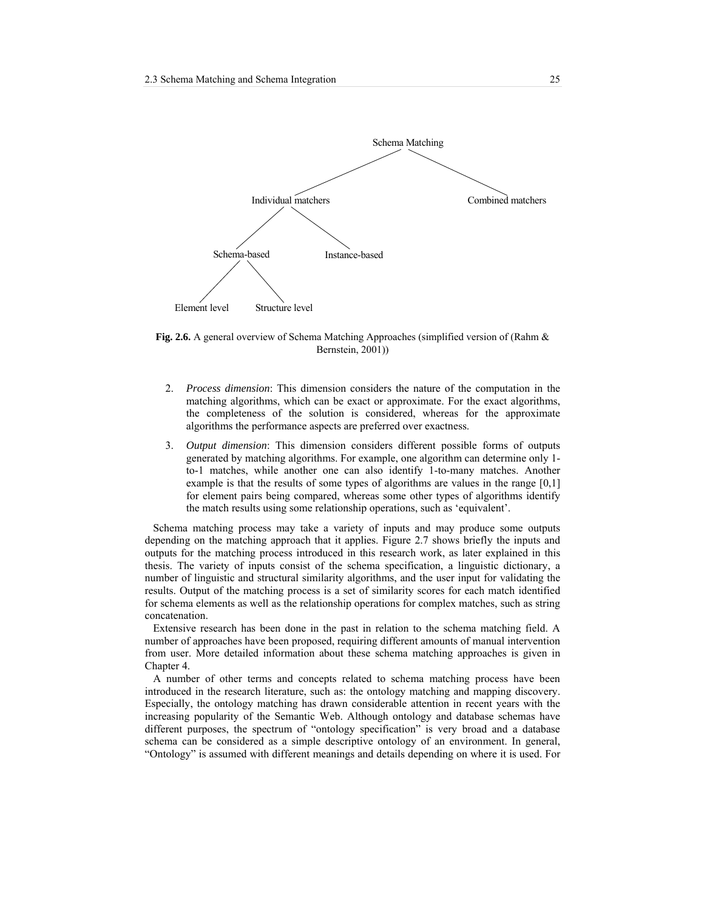- Schema Matching
  - Individual matchers
    - Schema-based
      - Element level
      - Structure level
    - Instance-based
  - Combined matchers

**Fig. 2.6.** A general overview of Schema Matching Approaches (simplified version of (Rahm & Bernstein, 2001))

2. *Process dimension*: This dimension considers the nature of the computation in the matching algorithms, which can be exact or approximate. For the exact algorithms, the completeness of the solution is considered, whereas for the approximate algorithms the performance aspects are preferred over exactness.

3. *Output dimension*: This dimension considers different possible forms of outputs generated by matching algorithms. For example, one algorithm can determine only 1-to-1 matches, while another one can also identify 1-to-many matches. Another example is that the results of some types of algorithms are values in the range [0,1] for element pairs being compared, whereas some other types of algorithms identify the match results using some relationship operations, such as 'equivalent'.

Schema matching process may take a variety of inputs and may produce some outputs depending on the matching approach that it applies. Figure 2.7 shows briefly the inputs and outputs for the matching process introduced in this research work, as later explained in this thesis. The variety of inputs consist of the schema specification, a linguistic dictionary, a number of linguistic and structural similarity algorithms, and the user input for validating the results. Output of the matching process is a set of similarity scores for each match identified for schema elements as well as the relationship operations for complex matches, such as string concatenation.

Extensive research has been done in the past in relation to the schema matching field. A number of approaches have been proposed, requiring different amounts of manual intervention from user. More detailed information about these schema matching approaches is given in Chapter 4.

A number of other terms and concepts related to schema matching process have been introduced in the research literature, such as: the ontology matching and mapping discovery. Especially, the ontology matching has drawn considerable attention in recent years with the increasing popularity of the Semantic Web. Although ontology and database schemas have different purposes, the spectrum of "ontology specification" is very broad and a database schema can be considered as a simple descriptive ontology of an environment. In general, "Ontology" is assumed with different meanings and details depending on where it is used. For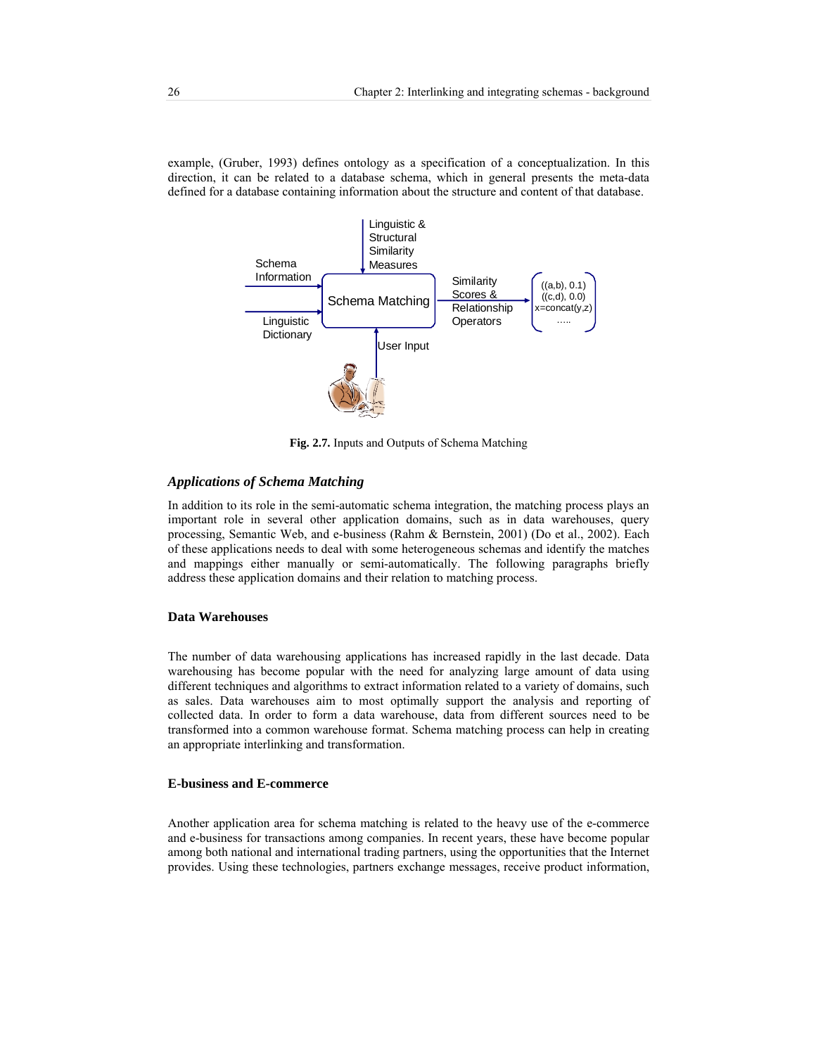example, (Gruber, 1993) defines ontology as a specification of a conceptualization. In this direction, it can be related to a database schema, which in general presents the meta-data defined for a database containing information about the structure and content of that database.

**Fig. 2.7.** Inputs and Outputs of Schema Matching

### *Applications of Schema Matching*

In addition to its role in the semi-automatic schema integration, the matching process plays an important role in several other application domains, such as in data warehouses, query processing, Semantic Web, and e-business (Rahm & Bernstein, 2001) (Do et al., 2002). Each of these applications needs to deal with some heterogeneous schemas and identify the matches and mappings either manually or semi-automatically. The following paragraphs briefly address these application domains and their relation to matching process.

#### Data Warehouses

The number of data warehousing applications has increased rapidly in the last decade. Data warehousing has become popular with the need for analyzing large amount of data using different techniques and algorithms to extract information related to a variety of domains, such as sales. Data warehouses aim to most optimally support the analysis and reporting of collected data. In order to form a data warehouse, data from different sources need to be transformed into a common warehouse format. Schema matching process can help in creating an appropriate interlinking and transformation.

#### E-business and E-commerce

Another application area for schema matching is related to the heavy use of the e-commerce and e-business for transactions among companies. In recent years, these have become popular among both national and international trading partners, using the opportunities that the Internet provides. Using these technologies, partners exchange messages, receive product information,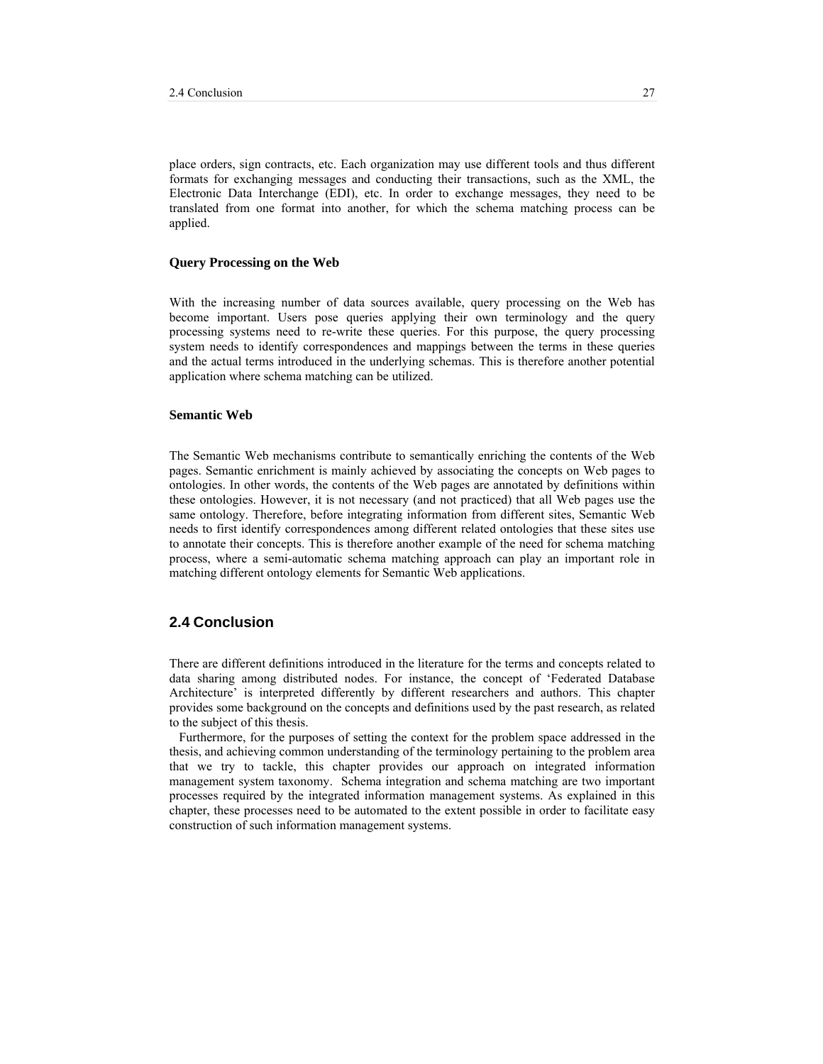place orders, sign contracts, etc. Each organization may use different tools and thus different formats for exchanging messages and conducting their transactions, such as the XML, the Electronic Data Interchange (EDI), etc. In order to exchange messages, they need to be translated from one format into another, for which the schema matching process can be applied.

**Query Processing on the Web**

With the increasing number of data sources available, query processing on the Web has become important. Users pose queries applying their own terminology and the query processing systems need to re-write these queries. For this purpose, the query processing system needs to identify correspondences and mappings between the terms in these queries and the actual terms introduced in the underlying schemas. This is therefore another potential application where schema matching can be utilized.

**Semantic Web**

The Semantic Web mechanisms contribute to semantically enriching the contents of the Web pages. Semantic enrichment is mainly achieved by associating the concepts on Web pages to ontologies. In other words, the contents of the Web pages are annotated by definitions within these ontologies. However, it is not necessary (and not practiced) that all Web pages use the same ontology. Therefore, before integrating information from different sites, Semantic Web needs to first identify correspondences among different related ontologies that these sites use to annotate their concepts. This is therefore another example of the need for schema matching process, where a semi-automatic schema matching approach can play an important role in matching different ontology elements for Semantic Web applications.

## 2.4 Conclusion

There are different definitions introduced in the literature for the terms and concepts related to data sharing among distributed nodes. For instance, the concept of 'Federated Database Architecture' is interpreted differently by different researchers and authors. This chapter provides some background on the concepts and definitions used by the past research, as related to the subject of this thesis.

Furthermore, for the purposes of setting the context for the problem space addressed in the thesis, and achieving common understanding of the terminology pertaining to the problem area that we try to tackle, this chapter provides our approach on integrated information management system taxonomy. Schema integration and schema matching are two important processes required by the integrated information management systems. As explained in this chapter, these processes need to be automated to the extent possible in order to facilitate easy construction of such information management systems.